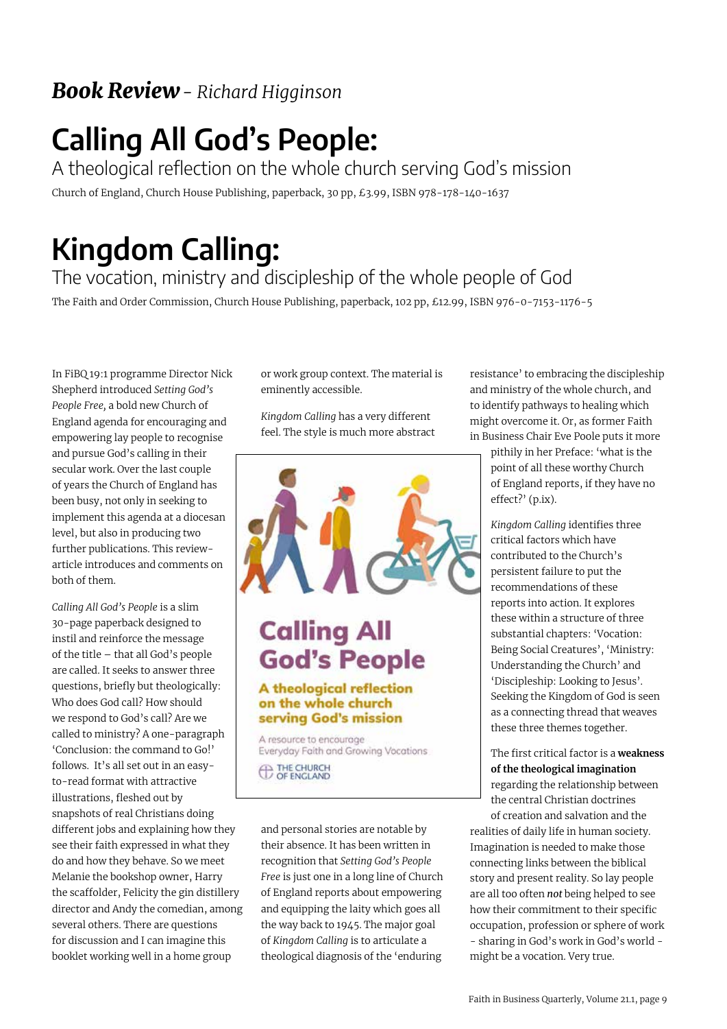## ***Book Review*** *- Richard Higginson*

# Calling All God's People:

## A theological reflection on the whole church serving God's mission

Church of England, Church House Publishing, paperback, 30 pp, £3.99, ISBN 978-178-140-1637

# Kingdom Calling:

## The vocation, ministry and discipleship of the whole people of God

The Faith and Order Commission, Church House Publishing, paperback, 102 pp, £12.99, ISBN 976-0-7153-1176-5

In FiBQ 19:1 programme Director Nick Shepherd introduced *Setting God's People Free*, a bold new Church of England agenda for encouraging and empowering lay people to recognise and pursue God's calling in their secular work. Over the last couple of years the Church of England has been busy, not only in seeking to implement this agenda at a diocesan level, but also in producing two further publications. This review-article introduces and comments on both of them.

*Calling All God's People* is a slim 30-page paperback designed to instil and reinforce the message of the title – that all God's people are called. It seeks to answer three questions, briefly but theologically: Who does God call? How should we respond to God's call? Are we called to ministry? A one-paragraph 'Conclusion: the command to Go!' follows. It's all set out in an easy-to-read format with attractive illustrations, fleshed out by snapshots of real Christians doing different jobs and explaining how they see their faith expressed in what they do and how they behave. So we meet Melanie the bookshop owner, Harry the scaffolder, Felicity the gin distillery director and Andy the comedian, among several others. There are questions for discussion and I can imagine this booklet working well in a home group or work group context. The material is eminently accessible.

*Kingdom Calling* has a very different feel. The style is much more abstract and personal stories are notable by their absence. It has been written in recognition that *Setting God's People Free* is just one in a long line of Church of England reports about empowering and equipping the laity which goes all the way back to 1945. The major goal of *Kingdom Calling* is to articulate a theological diagnosis of the 'enduring resistance' to embracing the discipleship and ministry of the whole church, and to identify pathways to healing which might overcome it. Or, as former Faith in Business Chair Eve Poole puts it more pithily in her Preface: 'what is the point of all these worthy Church of England reports, if they have no effect?' (p.ix).

*Kingdom Calling* identifies three critical factors which have contributed to the Church's persistent failure to put the recommendations of these reports into action. It explores these within a structure of three substantial chapters: 'Vocation: Being Social Creatures', 'Ministry: Understanding the Church' and 'Discipleship: Looking to Jesus'. Seeking the Kingdom of God is seen as a connecting thread that weaves these three themes together.

The first critical factor is a **weakness of the theological imagination** regarding the relationship between the central Christian doctrines of creation and salvation and the realities of daily life in human society. Imagination is needed to make those connecting links between the biblical story and present reality. So lay people are all too often ***not*** being helped to see how their commitment to their specific occupation, profession or sphere of work - sharing in God's work in God's world - might be a vocation. Very true.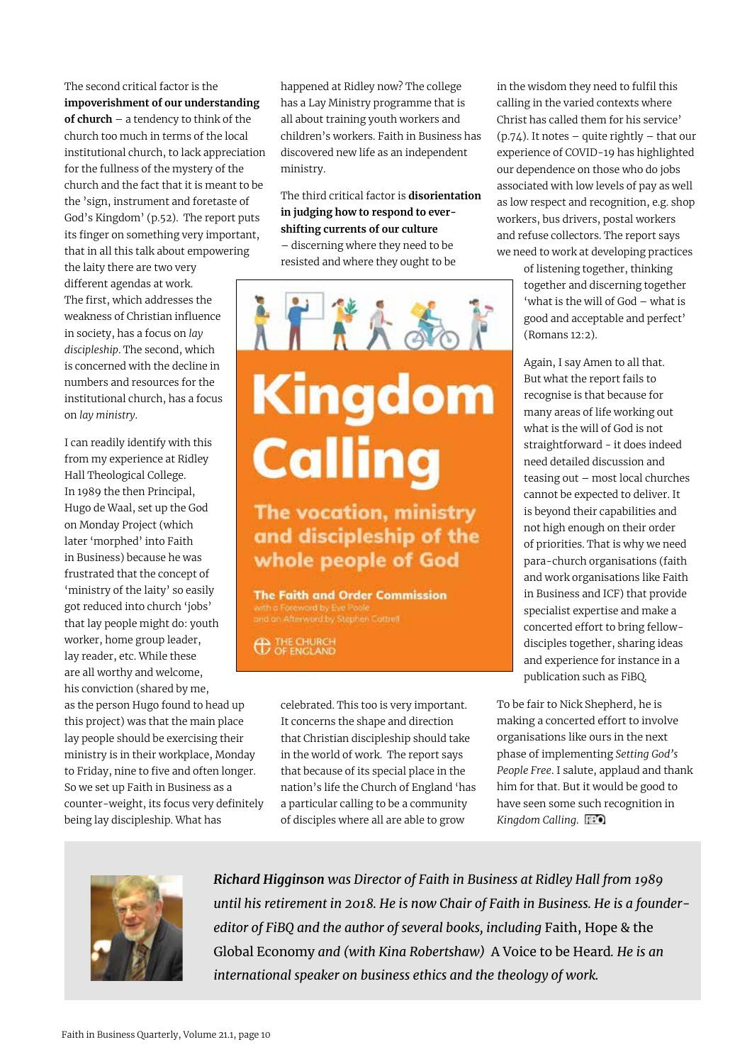The second critical factor is the **impoverishment of our understanding of church** – a tendency to think of the church too much in terms of the local institutional church, to lack appreciation for the fullness of the mystery of the church and the fact that it is meant to be the 'sign, instrument and foretaste of God's Kingdom' (p.52). The report puts its finger on something very important, that in all this talk about empowering the laity there are two very different agendas at work. The first, which addresses the weakness of Christian influence in society, has a focus on *lay discipleship*. The second, which is concerned with the decline in numbers and resources for the institutional church, has a focus on *lay ministry*.

I can readily identify with this from my experience at Ridley Hall Theological College. In 1989 the then Principal, Hugo de Waal, set up the God on Monday Project (which later 'morphed' into Faith in Business) because he was frustrated that the concept of 'ministry of the laity' so easily got reduced into church 'jobs' that lay people might do: youth worker, home group leader, lay reader, etc. While these are all worthy and welcome, his conviction (shared by me, as the person Hugo found to head up this project) was that the main place lay people should be exercising their ministry is in their workplace, Monday to Friday, nine to five and often longer. So we set up Faith in Business as a counter-weight, its focus very definitely being lay discipleship. What has happened at Ridley now? The college has a Lay Ministry programme that is all about training youth workers and children's workers. Faith in Business has discovered new life as an independent ministry.

The third critical factor is **disorientation in judging how to respond to ever-shifting currents of our culture** – discerning where they need to be resisted and where they ought to be celebrated. This too is very important. It concerns the shape and direction that Christian discipleship should take in the world of work. The report says that because of its special place in the nation's life the Church of England 'has a particular calling to be a community of disciples where all are able to grow in the wisdom they need to fulfil this calling in the varied contexts where Christ has called them for his service' (p.74). It notes – quite rightly – that our experience of COVID-19 has highlighted our dependence on those who do jobs associated with low levels of pay as well as low respect and recognition, e.g. shop workers, bus drivers, postal workers and refuse collectors. The report says we need to work at developing practices of listening together, thinking together and discerning together 'what is the will of God – what is good and acceptable and perfect' (Romans 12:2).

Kingdom Calling

The vocation, ministry and discipleship of the whole people of God

The Faith and Order Commission

with a Foreword by Eve Poole and an Afterword by Stephen Cottrell

THE CHURCH OF ENGLAND

Again, I say Amen to all that. But what the report fails to recognise is that because for many areas of life working out what is the will of God is not straightforward - it does indeed need detailed discussion and teasing out – most local churches cannot be expected to deliver. It is beyond their capabilities and not high enough on their order of priorities. That is why we need para-church organisations (faith and work organisations like Faith in Business and ICF) that provide specialist expertise and make a concerted effort to bring fellow-disciples together, sharing ideas and experience for instance in a publication such as FiBQ.

To be fair to Nick Shepherd, he is making a concerted effort to involve organisations like ours in the next phase of implementing *Setting God's People Free*. I salute, applaud and thank him for that. But it would be good to have seen some such recognition in *Kingdom Calling*.

***Richard Higginson** was Director of Faith in Business at Ridley Hall from 1989 until his retirement in 2018. He is now Chair of Faith in Business. He is a founder-editor of FiBQ and the author of several books, including* Faith, Hope & the Global Economy *and (with Kina Robertshaw)* A Voice to be Heard. *He is an international speaker on business ethics and the theology of work.*